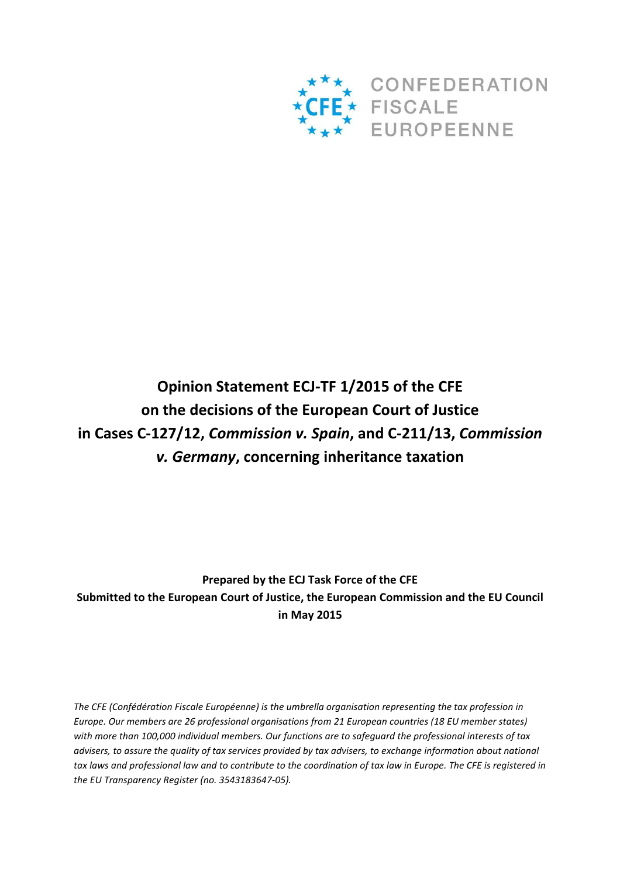CONFEDERATION FISCALE EUROPEENNE

# Opinion Statement ECJ-TF 1/2015 of the CFE on the decisions of the European Court of Justice in Cases C-127/12, *Commission v. Spain*, and C-211/13, *Commission v. Germany*, concerning inheritance taxation

**Prepared by the ECJ Task Force of the CFE**
**Submitted to the European Court of Justice, the European Commission and the EU Council in May 2015**

*The CFE (Confédération Fiscale Européenne) is the umbrella organisation representing the tax profession in Europe. Our members are 26 professional organisations from 21 European countries (18 EU member states) with more than 100,000 individual members. Our functions are to safeguard the professional interests of tax advisers, to assure the quality of tax services provided by tax advisers, to exchange information about national tax laws and professional law and to contribute to the coordination of tax law in Europe. The CFE is registered in the EU Transparency Register (no. 3543183647-05).*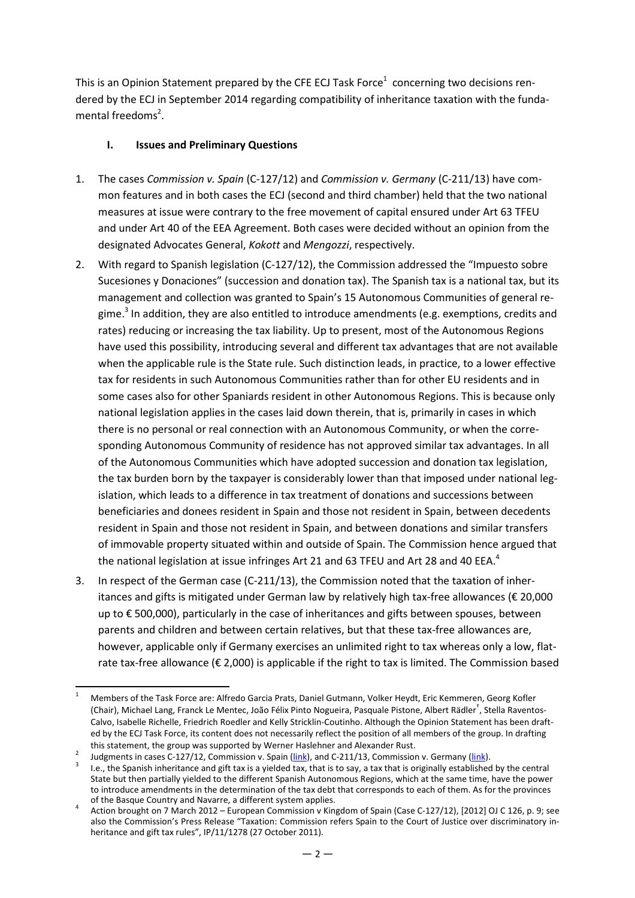This is an Opinion Statement prepared by the CFE ECJ Task Force[1] concerning two decisions rendered by the ECJ in September 2014 regarding compatibility of inheritance taxation with the fundamental freedoms[2].

## I. Issues and Preliminary Questions

1. The cases *Commission v. Spain* (C-127/12) and *Commission v. Germany* (C-211/13) have common features and in both cases the ECJ (second and third chamber) held that the two national measures at issue were contrary to the free movement of capital ensured under Art 63 TFEU and under Art 40 of the EEA Agreement. Both cases were decided without an opinion from the designated Advocates General, *Kokott* and *Mengozzi*, respectively.

2. With regard to Spanish legislation (C-127/12), the Commission addressed the "Impuesto sobre Sucesiones y Donaciones" (succession and donation tax). The Spanish tax is a national tax, but its management and collection was granted to Spain's 15 Autonomous Communities of general regime.[3] In addition, they are also entitled to introduce amendments (e.g. exemptions, credits and rates) reducing or increasing the tax liability. Up to present, most of the Autonomous Regions have used this possibility, introducing several and different tax advantages that are not available when the applicable rule is the State rule. Such distinction leads, in practice, to a lower effective tax for residents in such Autonomous Communities rather than for other EU residents and in some cases also for other Spaniards resident in other Autonomous Regions. This is because only national legislation applies in the cases laid down therein, that is, primarily in cases in which there is no personal or real connection with an Autonomous Community, or when the corresponding Autonomous Community of residence has not approved similar tax advantages. In all of the Autonomous Communities which have adopted succession and donation tax legislation, the tax burden born by the taxpayer is considerably lower than that imposed under national legislation, which leads to a difference in tax treatment of donations and successions between beneficiaries and donees resident in Spain and those not resident in Spain, between decedents resident in Spain and those not resident in Spain, and between donations and similar transfers of immovable property situated within and outside of Spain. The Commission hence argued that the national legislation at issue infringes Art 21 and 63 TFEU and Art 28 and 40 EEA.[4]

3. In respect of the German case (C-211/13), the Commission noted that the taxation of inheritances and gifts is mitigated under German law by relatively high tax-free allowances (€ 20,000 up to € 500,000), particularly in the case of inheritances and gifts between spouses, between parents and children and between certain relatives, but that these tax-free allowances are, however, applicable only if Germany exercises an unlimited right to tax whereas only a low, flat-rate tax-free allowance (€ 2,000) is applicable if the right to tax is limited. The Commission based

---

[1] Members of the Task Force are: Alfredo Garcia Prats, Daniel Gutmann, Volker Heydt, Eric Kemmeren, Georg Kofler (Chair), Michael Lang, Franck Le Mentec, João Félix Pinto Nogueira, Pasquale Pistone, Albert Rädler[†], Stella Raventos-Calvo, Isabelle Richelle, Friedrich Roedler and Kelly Stricklin-Coutinho. Although the Opinion Statement has been drafted by the ECJ Task Force, its content does not necessarily reflect the position of all members of the group. In drafting this statement, the group was supported by Werner Haslehner and Alexander Rust.

[2] Judgments in cases C-127/12, Commission v. Spain (link), and C-211/13, Commission v. Germany (link).

[3] I.e., the Spanish inheritance and gift tax is a yielded tax, that is to say, a tax that is originally established by the central State but then partially yielded to the different Spanish Autonomous Regions, which at the same time, have the power to introduce amendments in the determination of the tax debt that corresponds to each of them. As for the provinces of the Basque Country and Navarre, a different system applies.

[4] Action brought on 7 March 2012 – European Commission v Kingdom of Spain (Case C-127/12), [2012] OJ C 126, p. 9; see also the Commission's Press Release "Taxation: Commission refers Spain to the Court of Justice over discriminatory inheritance and gift tax rules", IP/11/1278 (27 October 2011).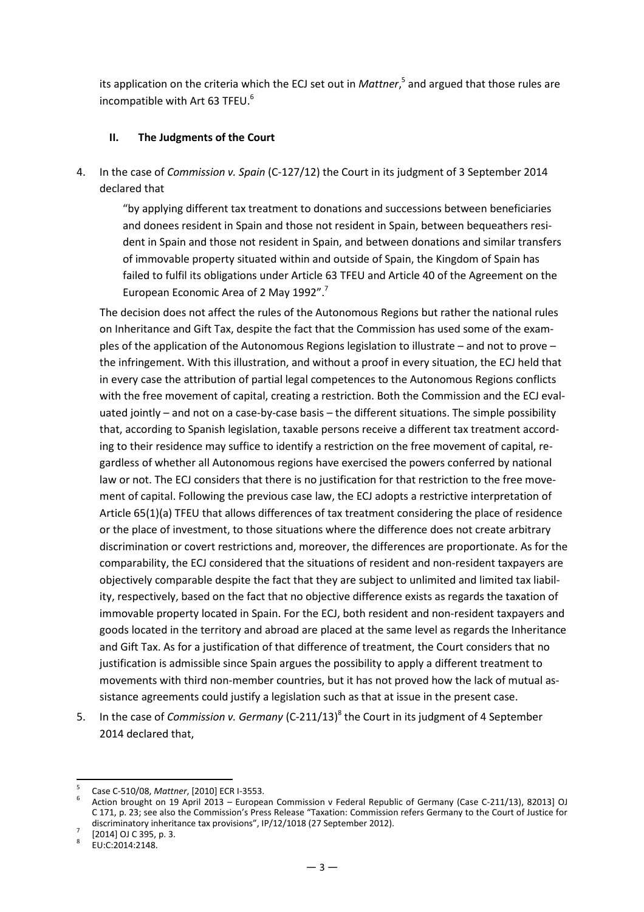its application on the criteria which the ECJ set out in *Mattner*,[5] and argued that those rules are incompatible with Art 63 TFEU.[6]

## II. The Judgments of the Court

4. In the case of *Commission v. Spain* (C-127/12) the Court in its judgment of 3 September 2014 declared that

   > "by applying different tax treatment to donations and successions between beneficiaries and donees resident in Spain and those not resident in Spain, between bequeathers resident in Spain and those not resident in Spain, and between donations and similar transfers of immovable property situated within and outside of Spain, the Kingdom of Spain has failed to fulfil its obligations under Article 63 TFEU and Article 40 of the Agreement on the European Economic Area of 2 May 1992".[7]

   The decision does not affect the rules of the Autonomous Regions but rather the national rules on Inheritance and Gift Tax, despite the fact that the Commission has used some of the examples of the application of the Autonomous Regions legislation to illustrate – and not to prove – the infringement. With this illustration, and without a proof in every situation, the ECJ held that in every case the attribution of partial legal competences to the Autonomous Regions conflicts with the free movement of capital, creating a restriction. Both the Commission and the ECJ evaluated jointly – and not on a case-by-case basis – the different situations. The simple possibility that, according to Spanish legislation, taxable persons receive a different tax treatment according to their residence may suffice to identify a restriction on the free movement of capital, regardless of whether all Autonomous regions have exercised the powers conferred by national law or not. The ECJ considers that there is no justification for that restriction to the free movement of capital. Following the previous case law, the ECJ adopts a restrictive interpretation of Article 65(1)(a) TFEU that allows differences of tax treatment considering the place of residence or the place of investment, to those situations where the difference does not create arbitrary discrimination or covert restrictions and, moreover, the differences are proportionate. As for the comparability, the ECJ considered that the situations of resident and non-resident taxpayers are objectively comparable despite the fact that they are subject to unlimited and limited tax liability, respectively, based on the fact that no objective difference exists as regards the taxation of immovable property located in Spain. For the ECJ, both resident and non-resident taxpayers and goods located in the territory and abroad are placed at the same level as regards the Inheritance and Gift Tax. As for a justification of that difference of treatment, the Court considers that no justification is admissible since Spain argues the possibility to apply a different treatment to movements with third non-member countries, but it has not proved how the lack of mutual assistance agreements could justify a legislation such as that at issue in the present case.

5. In the case of *Commission v. Germany* (C-211/13)[8] the Court in its judgment of 4 September 2014 declared that,

---

[5] Case C-510/08, *Mattner*, [2010] ECR I-3553.

[6] Action brought on 19 April 2013 – European Commission v Federal Republic of Germany (Case C-211/13), 82013] OJ C 171, p. 23; see also the Commission's Press Release "Taxation: Commission refers Germany to the Court of Justice for discriminatory inheritance tax provisions", IP/12/1018 (27 September 2012).

[7] [2014] OJ C 395, p. 3.

[8] EU:C:2014:2148.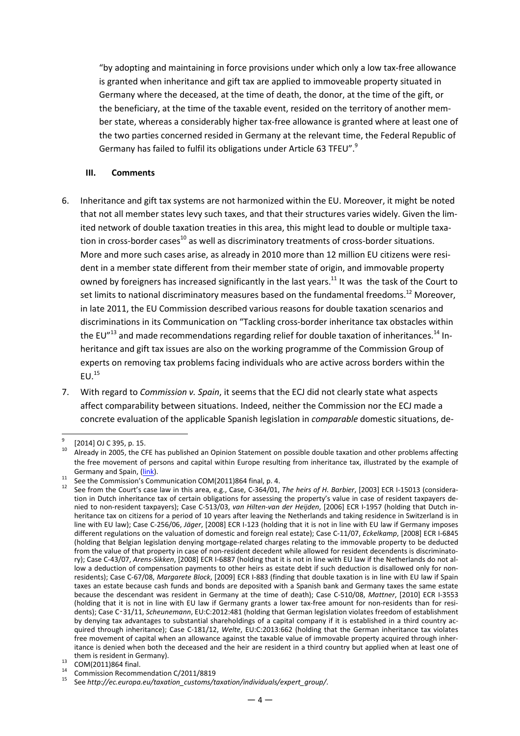"by adopting and maintaining in force provisions under which only a low tax-free allowance is granted when inheritance and gift tax are applied to immoveable property situated in Germany where the deceased, at the time of death, the donor, at the time of the gift, or the beneficiary, at the time of the taxable event, resided on the territory of another member state, whereas a considerably higher tax-free allowance is granted where at least one of the two parties concerned resided in Germany at the relevant time, the Federal Republic of Germany has failed to fulfil its obligations under Article 63 TFEU".[9]

## III. Comments

6. Inheritance and gift tax systems are not harmonized within the EU. Moreover, it might be noted that not all member states levy such taxes, and that their structures varies widely. Given the limited network of double taxation treaties in this area, this might lead to double or multiple taxation in cross-border cases[10] as well as discriminatory treatments of cross-border situations. More and more such cases arise, as already in 2010 more than 12 million EU citizens were resident in a member state different from their member state of origin, and immovable property owned by foreigners has increased significantly in the last years.[11] It was the task of the Court to set limits to national discriminatory measures based on the fundamental freedoms.[12] Moreover, in late 2011, the EU Commission described various reasons for double taxation scenarios and discriminations in its Communication on "Tackling cross-border inheritance tax obstacles within the EU"[13] and made recommendations regarding relief for double taxation of inheritances.[14] Inheritance and gift tax issues are also on the working programme of the Commission Group of experts on removing tax problems facing individuals who are active across borders within the EU.[15]

7. With regard to *Commission v. Spain*, it seems that the ECJ did not clearly state what aspects affect comparability between situations. Indeed, neither the Commission nor the ECJ made a concrete evaluation of the applicable Spanish legislation in *comparable* domestic situations, de-

---

[9] [2014] OJ C 395, p. 15.

[10] Already in 2005, the CFE has published an Opinion Statement on possible double taxation and other problems affecting the free movement of persons and capital within Europe resulting from inheritance tax, illustrated by the example of Germany and Spain, (link).

[11] See the Commission's Communication COM(2011)864 final, p. 4.

[12] See from the Court's case law in this area, e.g., Case, C-364/01, *The heirs of H. Barbier*, [2003] ECR I-15013 (consideration in Dutch inheritance tax of certain obligations for assessing the property's value in case of resident taxpayers denied to non-resident taxpayers); Case C-513/03, *van Hilten-van der Heijden*, [2006] ECR I-1957 (holding that Dutch inheritance tax on citizens for a period of 10 years after leaving the Netherlands and taking residence in Switzerland is in line with EU law); Case C-256/06, *Jäger*, [2008] ECR I-123 (holding that it is not in line with EU law if Germany imposes different regulations on the valuation of domestic and foreign real estate); Case C-11/07, *Eckelkamp*, [2008] ECR I-6845 (holding that Belgian legislation denying mortgage-related charges relating to the immovable property to be deducted from the value of that property in case of non-resident decedent while allowed for resident decedents is discriminatory); Case C-43/07, *Arens-Sikken*, [2008] ECR I-6887 (holding that it is not in line with EU law if the Netherlands do not allow a deduction of compensation payments to other heirs as estate debt if such deduction is disallowed only for non-residents); Case C-67/08, *Margarete Block*, [2009] ECR I-883 (finding that double taxation is in line with EU law if Spain taxes an estate because cash funds and bonds are deposited with a Spanish bank and Germany taxes the same estate because the descendant was resident in Germany at the time of death); Case C-510/08, *Mattner*, [2010] ECR I-3553 (holding that it is not in line with EU law if Germany grants a lower tax-free amount for non-residents than for residents); Case C‑31/11, *Scheunemann*, EU:C:2012:481 (holding that German legislation violates freedom of establishment by denying tax advantages to substantial shareholdings of a capital company if it is established in a third country acquired through inheritance); Case C-181/12, *Welte*, EU:C:2013:662 (holding that the German inheritance tax violates free movement of capital when an allowance against the taxable value of immovable property acquired through inheritance is denied when both the deceased and the heir are resident in a third country but applied when at least one of them is resident in Germany).

[13] COM(2011)864 final.

[14] Commission Recommendation C/2011/8819

[15] See *http://ec.europa.eu/taxation_customs/taxation/individuals/expert_group/*.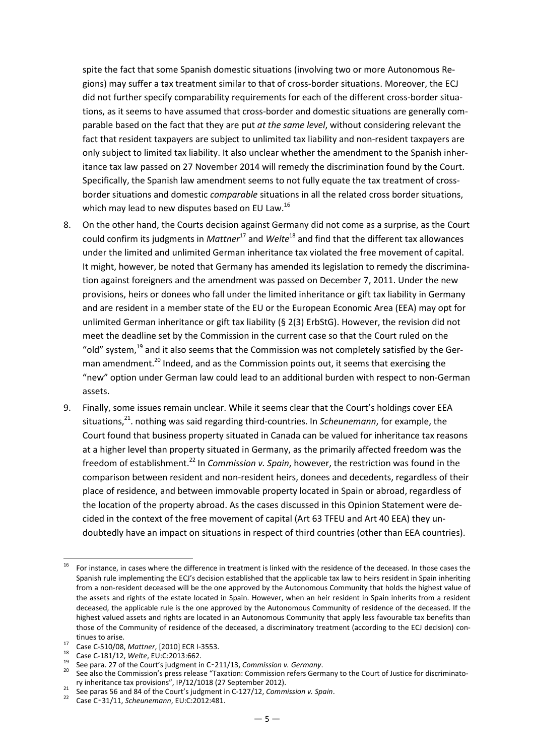spite the fact that some Spanish domestic situations (involving two or more Autonomous Regions) may suffer a tax treatment similar to that of cross-border situations. Moreover, the ECJ did not further specify comparability requirements for each of the different cross-border situations, as it seems to have assumed that cross-border and domestic situations are generally comparable based on the fact that they are put *at the same level*, without considering relevant the fact that resident taxpayers are subject to unlimited tax liability and non-resident taxpayers are only subject to limited tax liability. It also unclear whether the amendment to the Spanish inheritance tax law passed on 27 November 2014 will remedy the discrimination found by the Court. Specifically, the Spanish law amendment seems to not fully equate the tax treatment of cross-border situations and domestic *comparable* situations in all the related cross border situations, which may lead to new disputes based on EU Law.[16]

8. On the other hand, the Courts decision against Germany did not come as a surprise, as the Court could confirm its judgments in *Mattner*[17] and *Welte*[18] and find that the different tax allowances under the limited and unlimited German inheritance tax violated the free movement of capital. It might, however, be noted that Germany has amended its legislation to remedy the discrimination against foreigners and the amendment was passed on December 7, 2011. Under the new provisions, heirs or donees who fall under the limited inheritance or gift tax liability in Germany and are resident in a member state of the EU or the European Economic Area (EEA) may opt for unlimited German inheritance or gift tax liability (§ 2(3) ErbStG). However, the revision did not meet the deadline set by the Commission in the current case so that the Court ruled on the "old" system,[19] and it also seems that the Commission was not completely satisfied by the German amendment.[20] Indeed, and as the Commission points out, it seems that exercising the "new" option under German law could lead to an additional burden with respect to non-German assets.

9. Finally, some issues remain unclear. While it seems clear that the Court's holdings cover EEA situations,[21]. nothing was said regarding third-countries. In *Scheunemann*, for example, the Court found that business property situated in Canada can be valued for inheritance tax reasons at a higher level than property situated in Germany, as the primarily affected freedom was the freedom of establishment.[22] In *Commission v. Spain*, however, the restriction was found in the comparison between resident and non-resident heirs, donees and decedents, regardless of their place of residence, and between immovable property located in Spain or abroad, regardless of the location of the property abroad. As the cases discussed in this Opinion Statement were decided in the context of the free movement of capital (Art 63 TFEU and Art 40 EEA) they undoubtedly have an impact on situations in respect of third countries (other than EEA countries).

---

[16] For instance, in cases where the difference in treatment is linked with the residence of the deceased. In those cases the Spanish rule implementing the ECJ's decision established that the applicable tax law to heirs resident in Spain inheriting from a non-resident deceased will be the one approved by the Autonomous Community that holds the highest value of the assets and rights of the estate located in Spain. However, when an heir resident in Spain inherits from a resident deceased, the applicable rule is the one approved by the Autonomous Community of residence of the deceased. If the highest valued assets and rights are located in an Autonomous Community that apply less favourable tax benefits than those of the Community of residence of the deceased, a discriminatory treatment (according to the ECJ decision) continues to arise.

[17] Case C-510/08, *Mattner*, [2010] ECR I-3553.

[18] Case C-181/12, *Welte*, EU:C:2013:662.

[19] See para. 27 of the Court's judgment in C-211/13, *Commission v. Germany*.

[20] See also the Commission's press release "Taxation: Commission refers Germany to the Court of Justice for discriminatory inheritance tax provisions", IP/12/1018 (27 September 2012).

[21] See paras 56 and 84 of the Court's judgment in C-127/12, *Commission v. Spain*.

[22] Case C-31/11, *Scheunemann*, EU:C:2012:481.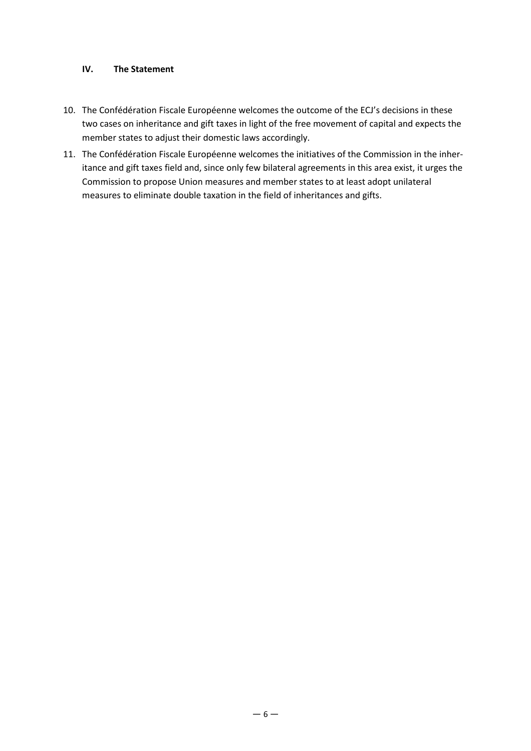## IV. The Statement

10. The Confédération Fiscale Européenne welcomes the outcome of the ECJ's decisions in these two cases on inheritance and gift taxes in light of the free movement of capital and expects the member states to adjust their domestic laws accordingly.
11. The Confédération Fiscale Européenne welcomes the initiatives of the Commission in the inheritance and gift taxes field and, since only few bilateral agreements in this area exist, it urges the Commission to propose Union measures and member states to at least adopt unilateral measures to eliminate double taxation in the field of inheritances and gifts.